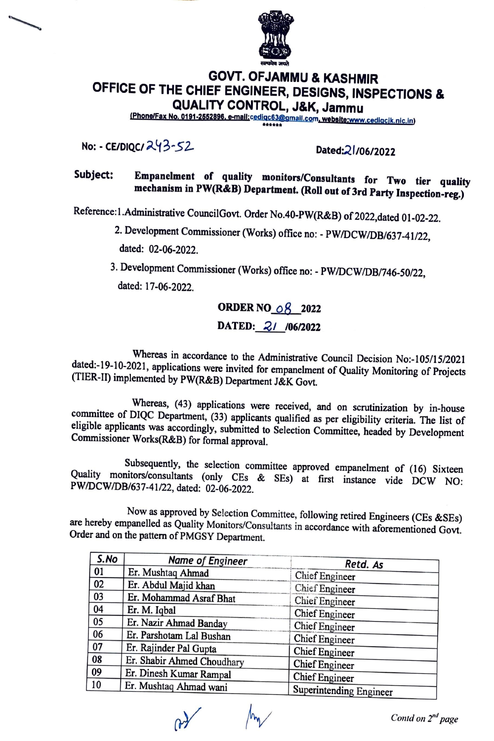# GOVT. OFJAMMU & KASHMIR

## OFFICE OF THE CHIEF ENGINEER, DESIGNS, INSPECTIONS & QUALITY CONTROL, J&K, Jammu

(Phone/Fax No. 0191-2552896, e-mail:cediqc63@gmail.com, website:www.cediqcjk.nic.in)

******

No: - CE/DIQC/243-52 Dated:21/06/2022

**Subject:** **Empanelment of quality monitors/Consultants for Two tier quality mechanism in PW(R&B) Department. (Roll out of 3rd Party Inspection-reg.)**

Reference:1.Administrative CouncilGovt. Order No.40-PW(R&B) of 2022,dated 01-02-22.

2. Development Commissioner (Works) office no: - PW/DCW/DB/637-41/22, dated: 02-06-2022.

3. Development Commissioner (Works) office no: - PW/DCW/DB/746-50/22, dated: 17-06-2022.

**ORDER NO 08 2022**

**DATED: 21 /06/2022**

Whereas in accordance to the Administrative Council Decision No:-105/15/2021 dated:-19-10-2021, applications were invited for empanelment of Quality Monitoring of Projects (TIER-II) implemented by PW(R&B) Department J&K Govt.

Whereas, (43) applications were received, and on scrutinization by in-house committee of DIQC Department, (33) applicants qualified as per eligibility criteria. The list of eligible applicants was accordingly, submitted to Selection Committee, headed by Development Commissioner Works(R&B) for formal approval.

Subsequently, the selection committee approved empanelment of (16) Sixteen Quality monitors/consultants (only CEs & SEs) at first instance vide DCW NO: PW/DCW/DB/637-41/22, dated: 02-06-2022.

Now as approved by Selection Committee, following retired Engineers (CEs &SEs) are hereby empanelled as Quality Monitors/Consultants in accordance with aforementioned Govt. Order and on the pattern of PMGSY Department.

| S.No | Name of Engineer | Retd. As |
|---|---|---|
| 01 | Er. Mushtaq Ahmad | Chief Engineer |
| 02 | Er. Abdul Majid khan | Chief Engineer |
| 03 | Er. Mohammad Asraf Bhat | Chief Engineer |
| 04 | Er. M. Iqbal | Chief Engineer |
| 05 | Er. Nazir Ahmad Banday | Chief Engineer |
| 06 | Er. Parshotam Lal Bushan | Chief Engineer |
| 07 | Er. Rajinder Pal Gupta | Chief Engineer |
| 08 | Er. Shabir Ahmed Choudhary | Chief Engineer |
| 09 | Er. Dinesh Kumar Rampal | Chief Engineer |
| 10 | Er. Mushtaq Ahmad wani | Superintending Engineer |

*Contd on 2nd page*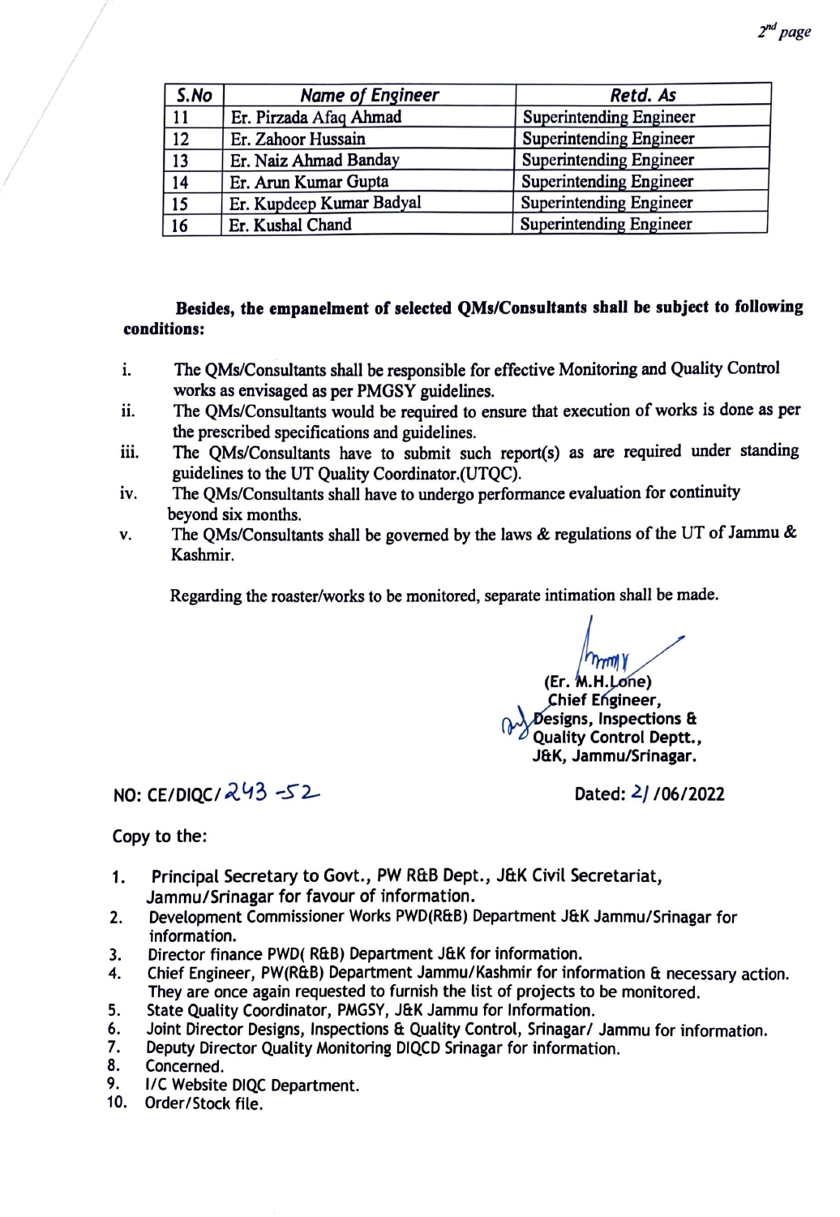| S.No | Name of Engineer | Retd. As |
|---|---|---|
| 11 | Er. Pirzada Afaq Ahmad | Superintending Engineer |
| 12 | Er. Zahoor Hussain | Superintending Engineer |
| 13 | Er. Naiz Ahmad Banday | Superintending Engineer |
| 14 | Er. Arun Kumar Gupta | Superintending Engineer |
| 15 | Er. Kupdeep Kumar Badyal | Superintending Engineer |
| 16 | Er. Kushal Chand | Superintending Engineer |

**Besides, the empanelment of selected QMs/Consultants shall be subject to following conditions:**

i. The QMs/Consultants shall be responsible for effective Monitoring and Quality Control works as envisaged as per PMGSY guidelines.

ii. The QMs/Consultants would be required to ensure that execution of works is done as per the prescribed specifications and guidelines.

iii. The QMs/Consultants have to submit such report(s) as are required under standing guidelines to the UT Quality Coordinator.(UTQC).

iv. The QMs/Consultants shall have to undergo performance evaluation for continuity beyond six months.

v. The QMs/Consultants shall be governed by the laws & regulations of the UT of Jammu & Kashmir.

Regarding the roaster/works to be monitored, separate intimation shall be made.

(Er. M.H.Lone)
Chief Engineer,
Designs, Inspections & Quality Control Deptt.,
J&K, Jammu/Srinagar.

NO: CE/DIQC/243-52

Dated: 21/06/2022

Copy to the:

1. Principal Secretary to Govt., PW R&B Dept., J&K Civil Secretariat, Jammu/Srinagar for favour of information.
2. Development Commissioner Works PWD(R&B) Department J&K Jammu/Srinagar for information.
3. Director finance PWD( R&B) Department J&K for information.
4. Chief Engineer, PW(R&B) Department Jammu/Kashmir for information & necessary action. They are once again requested to furnish the list of projects to be monitored.
5. State Quality Coordinator, PMGSY, J&K Jammu for Information.
6. Joint Director Designs, Inspections & Quality Control, Srinagar/ Jammu for information.
7. Deputy Director Quality Monitoring DIQCD Srinagar for information.
8. Concerned.
9. I/C Website DIQC Department.
10. Order/Stock file.